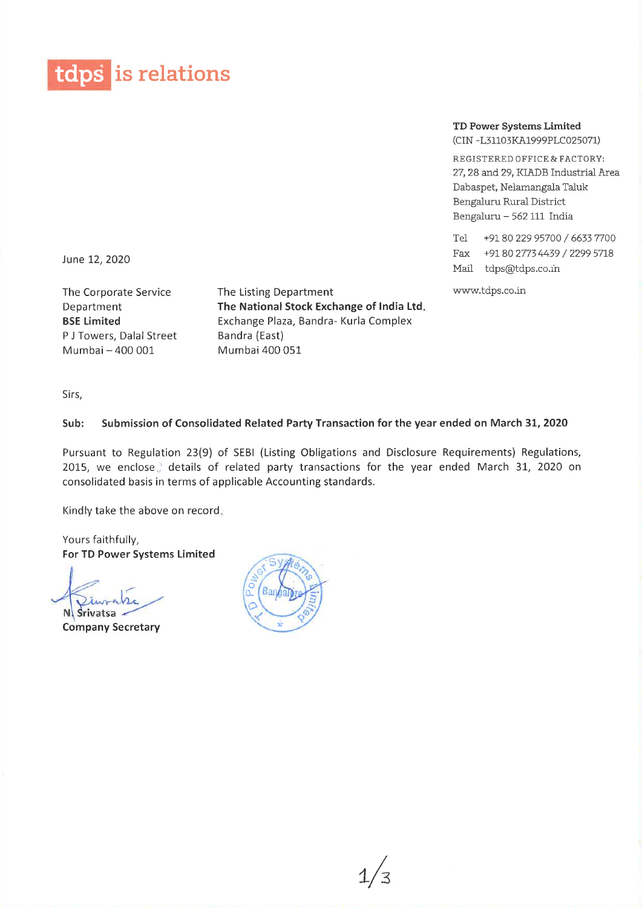tdps is relations

**TD Power Systems Limited**
(CIN -L31103KA1999PLC025071)

REGISTERED OFFICE & FACTORY:
27, 28 and 29, KIADB Industrial Area
Dabaspet, Nelamangala Taluk
Bengaluru Rural District
Bengaluru – 562 111 India

Tel +91 80 229 95700 / 6633 7700
Fax +91 80 2773 4439 / 2299 5718
Mail tdps@tdps.co.in

www.tdps.co.in

June 12, 2020

The Corporate Service Department
**BSE Limited**
P J Towers, Dalal Street
Mumbai – 400 001

The Listing Department
**The National Stock Exchange of India Ltd.**
Exchange Plaza, Bandra- Kurla Complex
Bandra (East)
Mumbai 400 051

Sirs,

**Sub: Submission of Consolidated Related Party Transaction for the year ended on March 31, 2020**

Pursuant to Regulation 23(9) of SEBI (Listing Obligations and Disclosure Requirements) Regulations, 2015, we enclose details of related party transactions for the year ended March 31, 2020 on consolidated basis in terms of applicable Accounting standards.

Kindly take the above on record.

Yours faithfully,
**For TD Power Systems Limited**

N. Srivatsa
**Company Secretary**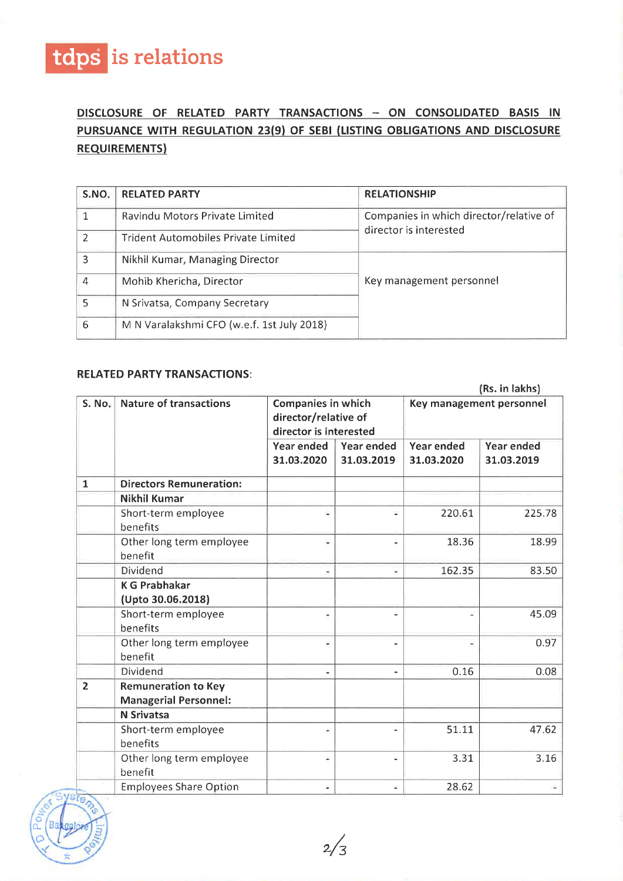tdps is relations

## DISCLOSURE OF RELATED PARTY TRANSACTIONS – ON CONSOLIDATED BASIS IN PURSUANCE WITH REGULATION 23(9) OF SEBI (LISTING OBLIGATIONS AND DISCLOSURE REQUIREMENTS)

| S.NO. | RELATED PARTY | RELATIONSHIP |
|---|---|---|
| 1 | Ravindu Motors Private Limited | Companies in which director/relative of director is interested |
| 2 | Trident Automobiles Private Limited | |
| 3 | Nikhil Kumar, Managing Director | Key management personnel |
| 4 | Mohib Khericha, Director | |
| 5 | N Srivatsa, Company Secretary | |
| 6 | M N Varalakshmi CFO (w.e.f. 1st July 2018) | |

**RELATED PARTY TRANSACTIONS:**

(Rs. in lakhs)

| S. No. | Nature of transactions | Companies in which director/relative of director is interested | | Key management personnel | |
|---|---|---|---|---|---|
| | | Year ended 31.03.2020 | Year ended 31.03.2019 | Year ended 31.03.2020 | Year ended 31.03.2019 |
| 1 | **Directors Remuneration:** | | | | |
| | **Nikhil Kumar** | | | | |
| | Short-term employee benefits | - | - | 220.61 | 225.78 |
| | Other long term employee benefit | - | - | 18.36 | 18.99 |
| | Dividend | - | - | 162.35 | 83.50 |
| | **K G Prabhakar (Upto 30.06.2018)** | | | | |
| | Short-term employee benefits | - | - | - | 45.09 |
| | Other long term employee benefit | - | - | - | 0.97 |
| | Dividend | - | - | 0.16 | 0.08 |
| 2 | **Remuneration to Key Managerial Personnel:** | | | | |
| | **N Srivatsa** | | | | |
| | Short-term employee benefits | - | - | 51.11 | 47.62 |
| | Other long term employee benefit | - | - | 3.31 | 3.16 |
| | Employees Share Option | - | - | 28.62 | - |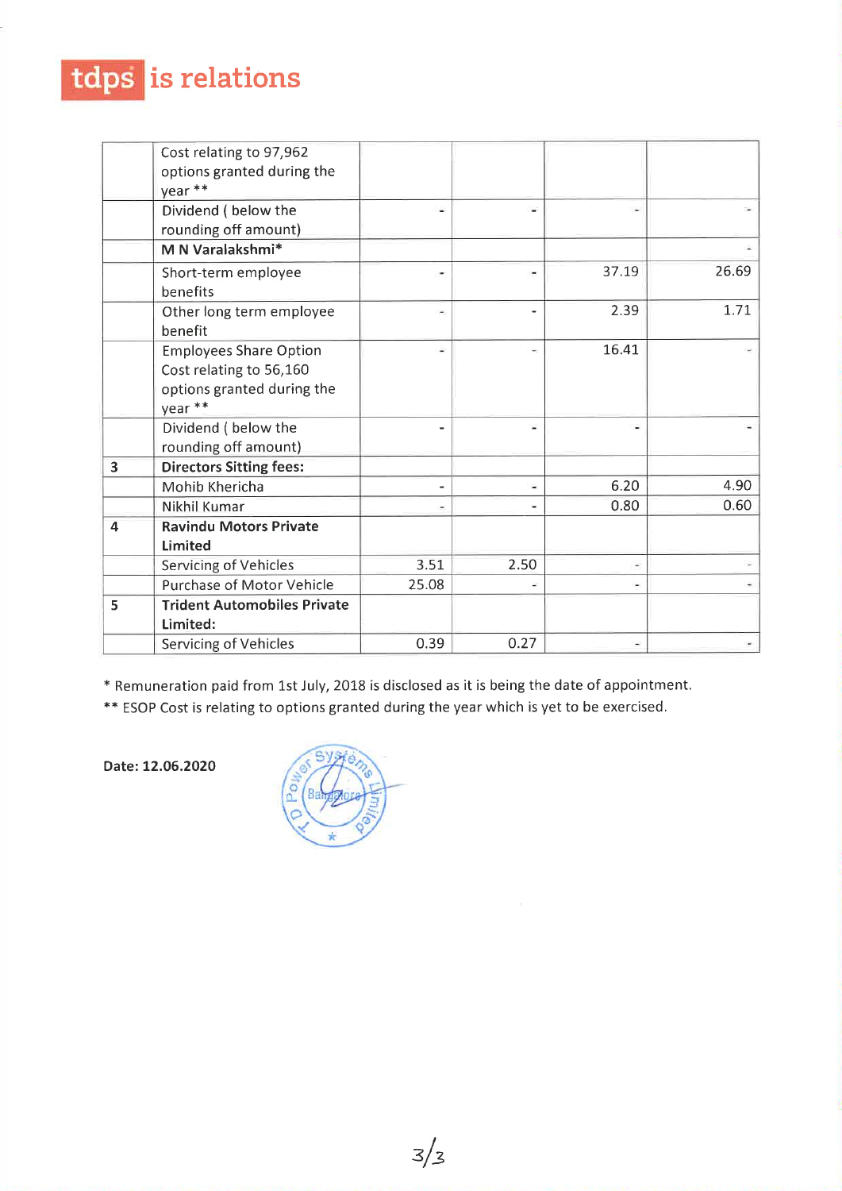![tdps is relations]

| | | | | | |
|---|---|---|---|---|---|
| | Cost relating to 97,962 options granted during the year ** | | | | |
| | Dividend ( below the rounding off amount) | - | - | - | - |
| | **M N Varalakshmi*** | | | | - |
| | Short-term employee benefits | - | - | 37.19 | 26.69 |
| | Other long term employee benefit | - | - | 2.39 | 1.71 |
| | Employees Share Option Cost relating to 56,160 options granted during the year ** | - | - | 16.41 | - |
| | Dividend ( below the rounding off amount) | - | - | - | - |
| 3 | **Directors Sitting fees:** | | | | |
| | Mohib Khericha | - | - | 6.20 | 4.90 |
| | Nikhil Kumar | - | - | 0.80 | 0.60 |
| 4 | **Ravindu Motors Private Limited** | | | | |
| | Servicing of Vehicles | 3.51 | 2.50 | - | - |
| | Purchase of Motor Vehicle | 25.08 | - | - | - |
| 5 | **Trident Automobiles Private Limited:** | | | | |
| | Servicing of Vehicles | 0.39 | 0.27 | - | - |

* Remuneration paid from 1st July, 2018 is disclosed as it is being the date of appointment.

** ESOP Cost is relating to options granted during the year which is yet to be exercised.

**Date: 12.06.2020**